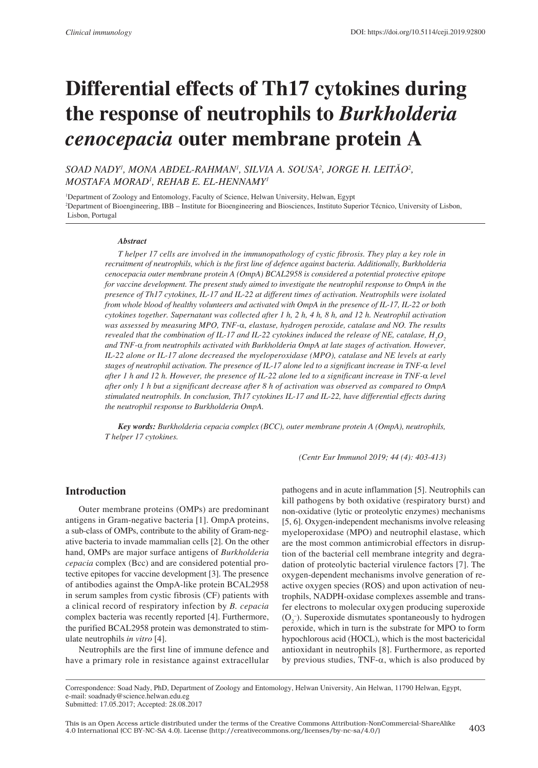# Differential effects of Th17 cytokines during the response of neutrophils to *Burkholderia cenocepacia* outer membrane protein A

*SOAD NADY[1], MONA ABDEL-RAHMAN[1], SILVIA A. SOUSA[2], JORGE H. LEITĂO[2], MOSTAFA MORAD[1], REHAB E. EL-HENNAMY[1]*

[1]Department of Zoology and Entomology, Faculty of Science, Helwan University, Helwan, Egypt
[2]Department of Bioengineering, IBB – Institute for Bioengineering and Biosciences, Instituto Superior Técnico, University of Lisbon, Lisbon, Portugal

***Abstract***

*T helper 17 cells are involved in the immunopathology of cystic fibrosis. They play a key role in recruitment of neutrophils, which is the first line of defence against bacteria. Additionally, Burkholderia cenocepacia outer membrane protein A (OmpA) BCAL2958 is considered a potential protective epitope for vaccine development. The present study aimed to investigate the neutrophil response to OmpA in the presence of Th17 cytokines, IL-17 and IL-22 at different times of activation. Neutrophils were isolated from whole blood of healthy volunteers and activated with OmpA in the presence of IL-17, IL-22 or both cytokines together. Supernatant was collected after 1 h, 2 h, 4 h, 8 h, and 12 h. Neutrophil activation was assessed by measuring MPO, TNF-α, elastase, hydrogen peroxide, catalase and NO. The results revealed that the combination of IL-17 and IL-22 cytokines induced the release of NE, catalase, $H_2O_2$ and TNF-α from neutrophils activated with Burkholderia OmpA at late stages of activation. However, IL-22 alone or IL-17 alone decreased the myeloperoxidase (MPO), catalase and NE levels at early stages of neutrophil activation. The presence of IL-17 alone led to a significant increase in TNF-α level after 1 h and 12 h. However, the presence of IL-22 alone led to a significant increase in TNF-α level after only 1 h but a significant decrease after 8 h of activation was observed as compared to OmpA stimulated neutrophils. In conclusion, Th17 cytokines IL-17 and IL-22, have differential effects during the neutrophil response to Burkholderia OmpA.*

***Key words:*** *Burkholderia cepacia complex (BCC), outer membrane protein A (OmpA), neutrophils, T helper 17 cytokines.*

## Introduction

Outer membrane proteins (OMPs) are predominant antigens in Gram-negative bacteria [1]. OmpA proteins, a sub-class of OMPs, contribute to the ability of Gram-negative bacteria to invade mammalian cells [2]. On the other hand, OMPs are major surface antigens of *Burkholderia cepacia* complex (Bcc) and are considered potential protective epitopes for vaccine development [3]. The presence of antibodies against the OmpA-like protein BCAL2958 in serum samples from cystic fibrosis (CF) patients with a clinical record of respiratory infection by *B. cepacia* complex bacteria was recently reported [4]. Furthermore, the purified BCAL2958 protein was demonstrated to stimulate neutrophils *in vitro* [4].

Neutrophils are the first line of immune defence and have a primary role in resistance against extracellular pathogens and in acute inflammation [5]. Neutrophils can kill pathogens by both oxidative (respiratory burst) and non-oxidative (lytic or proteolytic enzymes) mechanisms [5, 6]. Oxygen-independent mechanisms involve releasing myeloperoxidase (MPO) and neutrophil elastase, which are the most common antimicrobial effectors in disruption of the bacterial cell membrane integrity and degradation of proteolytic bacterial virulence factors [7]. The oxygen-dependent mechanisms involve generation of reactive oxygen species (ROS) and upon activation of neutrophils, NADPH-oxidase complexes assemble and transfer electrons to molecular oxygen producing superoxide ($O_2^-$). Superoxide dismutates spontaneously to hydrogen peroxide, which in turn is the substrate for MPO to form hypochlorous acid (HOCL), which is the most bactericidal antioxidant in neutrophils [8]. Furthermore, as reported by previous studies, TNF-α, which is also produced by

Correspondence: Soad Nady, PhD, Department of Zoology and Entomology, Helwan University, Ain Helwan, 11790 Helwan, Egypt, e-mail: soadnady@science.helwan.edu.eg
Submitted: 17.05.2017; Accepted: 28.08.2017

This is an Open Access article distributed under the terms of the Creative Commons Attribution-NonCommercial-ShareAlike 4.0 International (CC BY-NC-SA 4.0). License (http://creativecommons.org/licenses/by-nc-sa/4.0/)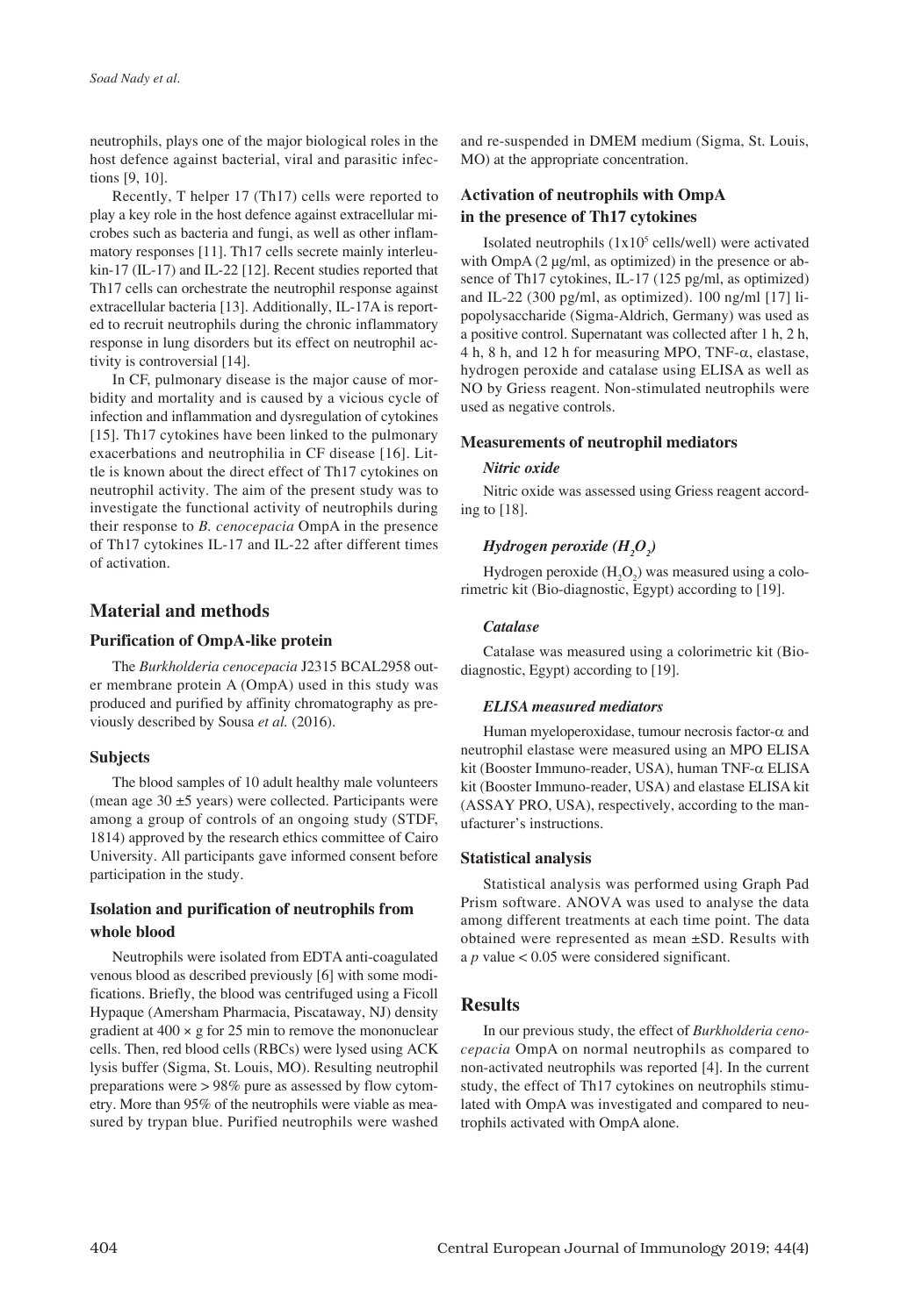neutrophils, plays one of the major biological roles in the host defence against bacterial, viral and parasitic infections [9, 10].

Recently, T helper 17 (Th17) cells were reported to play a key role in the host defence against extracellular microbes such as bacteria and fungi, as well as other inflammatory responses [11]. Th17 cells secrete mainly interleukin-17 (IL-17) and IL-22 [12]. Recent studies reported that Th17 cells can orchestrate the neutrophil response against extracellular bacteria [13]. Additionally, IL-17A is reported to recruit neutrophils during the chronic inflammatory response in lung disorders but its effect on neutrophil activity is controversial [14].

In CF, pulmonary disease is the major cause of morbidity and mortality and is caused by a vicious cycle of infection and inflammation and dysregulation of cytokines [15]. Th17 cytokines have been linked to the pulmonary exacerbations and neutrophilia in CF disease [16]. Little is known about the direct effect of Th17 cytokines on neutrophil activity. The aim of the present study was to investigate the functional activity of neutrophils during their response to *B. cenocepacia* OmpA in the presence of Th17 cytokines IL-17 and IL-22 after different times of activation.

## Material and methods

### Purification of OmpA-like protein

The *Burkholderia cenocepacia* J2315 BCAL2958 outer membrane protein A (OmpA) used in this study was produced and purified by affinity chromatography as previously described by Sousa *et al.* (2016).

### Subjects

The blood samples of 10 adult healthy male volunteers (mean age 30 ±5 years) were collected. Participants were among a group of controls of an ongoing study (STDF, 1814) approved by the research ethics committee of Cairo University. All participants gave informed consent before participation in the study.

### Isolation and purification of neutrophils from whole blood

Neutrophils were isolated from EDTA anti-coagulated venous blood as described previously [6] with some modifications. Briefly, the blood was centrifuged using a Ficoll Hypaque (Amersham Pharmacia, Piscataway, NJ) density gradient at 400 × g for 25 min to remove the mononuclear cells. Then, red blood cells (RBCs) were lysed using ACK lysis buffer (Sigma, St. Louis, MO). Resulting neutrophil preparations were > 98% pure as assessed by flow cytometry. More than 95% of the neutrophils were viable as measured by trypan blue. Purified neutrophils were washed and re-suspended in DMEM medium (Sigma, St. Louis, MO) at the appropriate concentration.

### Activation of neutrophils with OmpA in the presence of Th17 cytokines

Isolated neutrophils ($1 \times 10^5$ cells/well) were activated with OmpA (2 μg/ml, as optimized) in the presence or absence of Th17 cytokines, IL-17 (125 pg/ml, as optimized) and IL-22 (300 pg/ml, as optimized). 100 ng/ml [17] lipopolysaccharide (Sigma-Aldrich, Germany) was used as a positive control. Supernatant was collected after 1 h, 2 h, 4 h, 8 h, and 12 h for measuring MPO, TNF-α, elastase, hydrogen peroxide and catalase using ELISA as well as NO by Griess reagent. Non-stimulated neutrophils were used as negative controls.

### Measurements of neutrophil mediators

#### *Nitric oxide*

Nitric oxide was assessed using Griess reagent according to [18].

#### *Hydrogen peroxide ($H_2O_2$)*

Hydrogen peroxide ($H_2O_2$) was measured using a colorimetric kit (Bio-diagnostic, Egypt) according to [19].

#### *Catalase*

Catalase was measured using a colorimetric kit (Bio-diagnostic, Egypt) according to [19].

#### *ELISA measured mediators*

Human myeloperoxidase, tumour necrosis factor-α and neutrophil elastase were measured using an MPO ELISA kit (Booster Immuno-reader, USA), human TNF-α ELISA kit (Booster Immuno-reader, USA) and elastase ELISA kit (ASSAY PRO, USA), respectively, according to the manufacturer's instructions.

### Statistical analysis

Statistical analysis was performed using Graph Pad Prism software. ANOVA was used to analyse the data among different treatments at each time point. The data obtained were represented as mean ±SD. Results with a $p$ value $< 0.05$ were considered significant.

## Results

In our previous study, the effect of *Burkholderia cenocepacia* OmpA on normal neutrophils as compared to non-activated neutrophils was reported [4]. In the current study, the effect of Th17 cytokines on neutrophils stimulated with OmpA was investigated and compared to neutrophils activated with OmpA alone.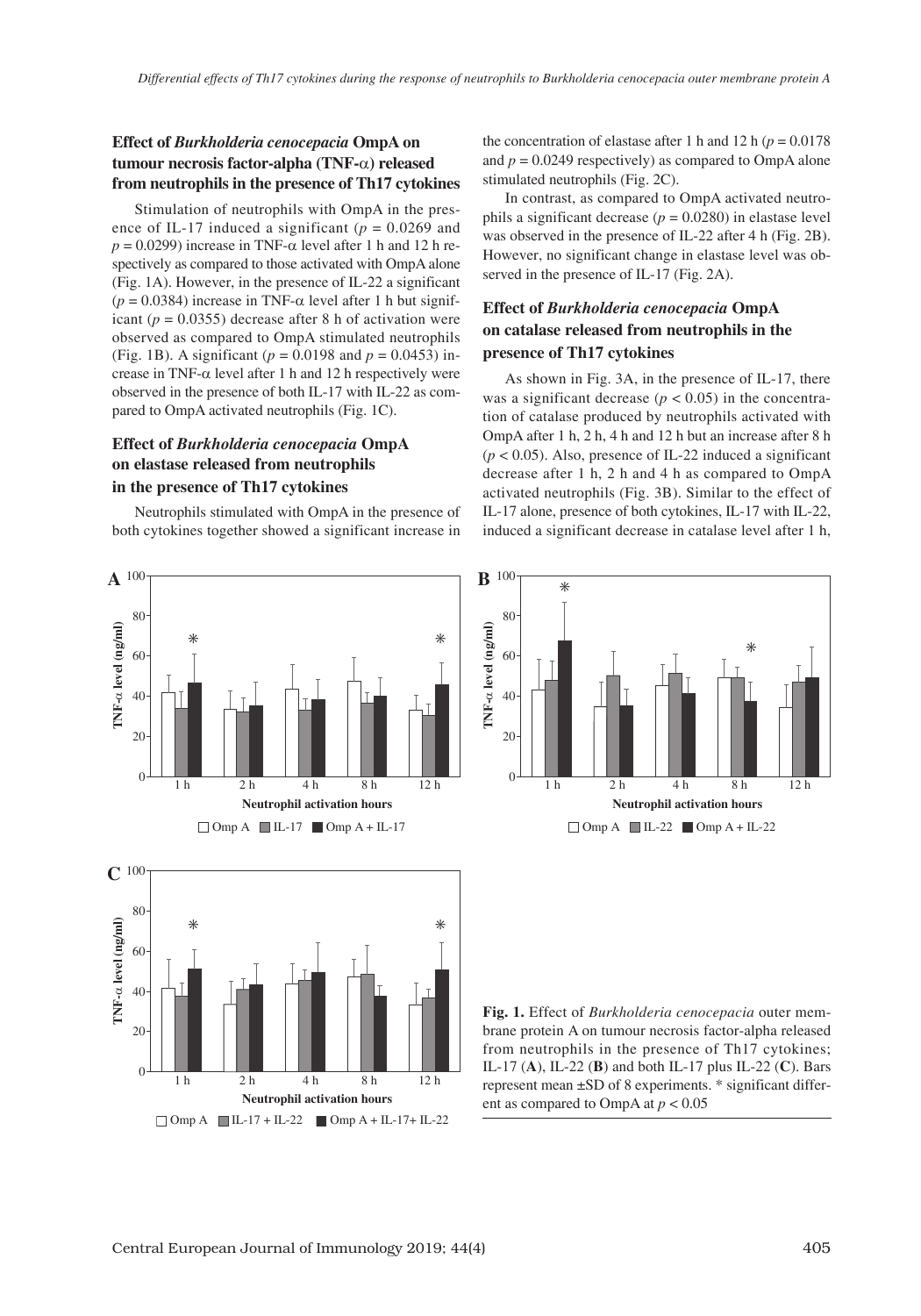### Effect of *Burkholderia cenocepacia* OmpA on tumour necrosis factor-alpha (TNF-α) released from neutrophils in the presence of Th17 cytokines

Stimulation of neutrophils with OmpA in the presence of IL-17 induced a significant ($p = 0.0269$ and $p = 0.0299$) increase in TNF-α level after 1 h and 12 h respectively as compared to those activated with OmpA alone (Fig. 1A). However, in the presence of IL-22 a significant ($p = 0.0384$) increase in TNF-α level after 1 h but significant ($p = 0.0355$) decrease after 8 h of activation were observed as compared to OmpA stimulated neutrophils (Fig. 1B). A significant ($p = 0.0198$ and $p = 0.0453$) increase in TNF-α level after 1 h and 12 h respectively were observed in the presence of both IL-17 with IL-22 as compared to OmpA activated neutrophils (Fig. 1C).

### Effect of *Burkholderia cenocepacia* OmpA on elastase released from neutrophils in the presence of Th17 cytokines

Neutrophils stimulated with OmpA in the presence of both cytokines together showed a significant increase in the concentration of elastase after 1 h and 12 h ($p = 0.0178$ and $p = 0.0249$ respectively) as compared to OmpA alone stimulated neutrophils (Fig. 2C).

In contrast, as compared to OmpA activated neutrophils a significant decrease ($p = 0.0280$) in elastase level was observed in the presence of IL-22 after 4 h (Fig. 2B). However, no significant change in elastase level was observed in the presence of IL-17 (Fig. 2A).

### Effect of *Burkholderia cenocepacia* OmpA on catalase released from neutrophils in the presence of Th17 cytokines

As shown in Fig. 3A, in the presence of IL-17, there was a significant decrease ($p < 0.05$) in the concentration of catalase produced by neutrophils activated with OmpA after 1 h, 2 h, 4 h and 12 h but an increase after 8 h ($p < 0.05$). Also, presence of IL-22 induced a significant decrease after 1 h, 2 h and 4 h as compared to OmpA activated neutrophils (Fig. 3B). Similar to the effect of IL-17 alone, presence of both cytokines, IL-17 with IL-22, induced a significant decrease in catalase level after 1 h,

**Fig. 1.** Effect of *Burkholderia cenocepacia* outer membrane protein A on tumour necrosis factor-alpha released from neutrophils in the presence of Th17 cytokines; IL-17 (**A**), IL-22 (**B**) and both IL-17 plus IL-22 (**C**). Bars represent mean ±SD of 8 experiments. * significant different as compared to OmpA at $p < 0.05$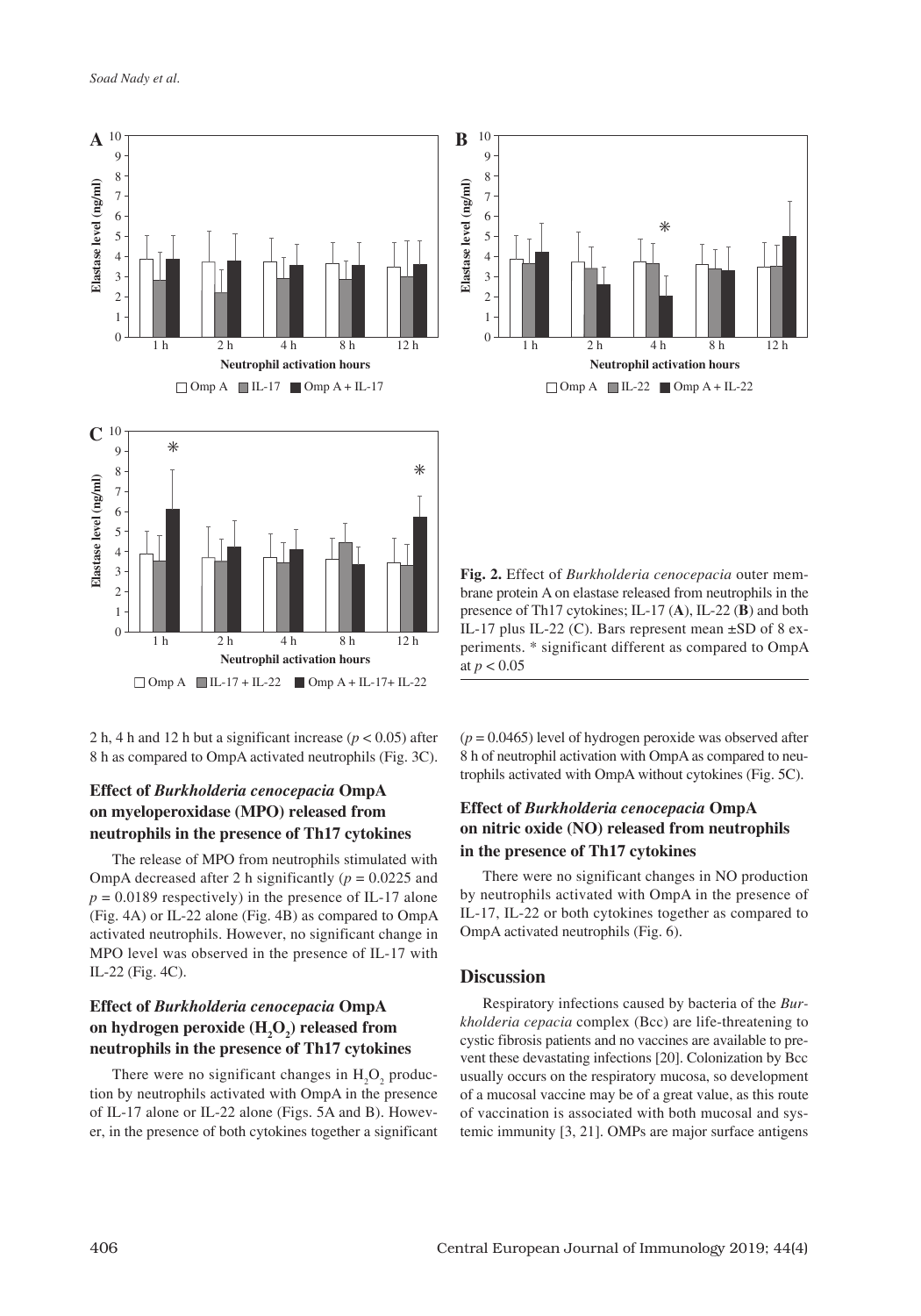**Fig. 2.** Effect of *Burkholderia cenocepacia* outer membrane protein A on elastase released from neutrophils in the presence of Th17 cytokines; IL-17 (**A**), IL-22 (**B**) and both IL-17 plus IL-22 (C). Bars represent mean ±SD of 8 experiments. * significant different as compared to OmpA at $p < 0.05$

2 h, 4 h and 12 h but a significant increase ($p < 0.05$) after 8 h as compared to OmpA activated neutrophils (Fig. 3C).

### Effect of *Burkholderia cenocepacia* OmpA on myeloperoxidase (MPO) released from neutrophils in the presence of Th17 cytokines

The release of MPO from neutrophils stimulated with OmpA decreased after 2 h significantly ($p = 0.0225$ and $p = 0.0189$ respectively) in the presence of IL-17 alone (Fig. 4A) or IL-22 alone (Fig. 4B) as compared to OmpA activated neutrophils. However, no significant change in MPO level was observed in the presence of IL-17 with IL-22 (Fig. 4C).

### Effect of *Burkholderia cenocepacia* OmpA on hydrogen peroxide ($H_2O_2$) released from neutrophils in the presence of Th17 cytokines

There were no significant changes in $H_2O_2$ production by neutrophils activated with OmpA in the presence of IL-17 alone or IL-22 alone (Figs. 5A and B). However, in the presence of both cytokines together a significant ($p = 0.0465$) level of hydrogen peroxide was observed after 8 h of neutrophil activation with OmpA as compared to neutrophils activated with OmpA without cytokines (Fig. 5C).

### Effect of *Burkholderia cenocepacia* OmpA on nitric oxide (NO) released from neutrophils in the presence of Th17 cytokines

There were no significant changes in NO production by neutrophils activated with OmpA in the presence of IL-17, IL-22 or both cytokines together as compared to OmpA activated neutrophils (Fig. 6).

## Discussion

Respiratory infections caused by bacteria of the *Burkholderia cepacia* complex (Bcc) are life-threatening to cystic fibrosis patients and no vaccines are available to prevent these devastating infections [20]. Colonization by Bcc usually occurs on the respiratory mucosa, so development of a mucosal vaccine may be of a great value, as this route of vaccination is associated with both mucosal and systemic immunity [3, 21]. OMPs are major surface antigens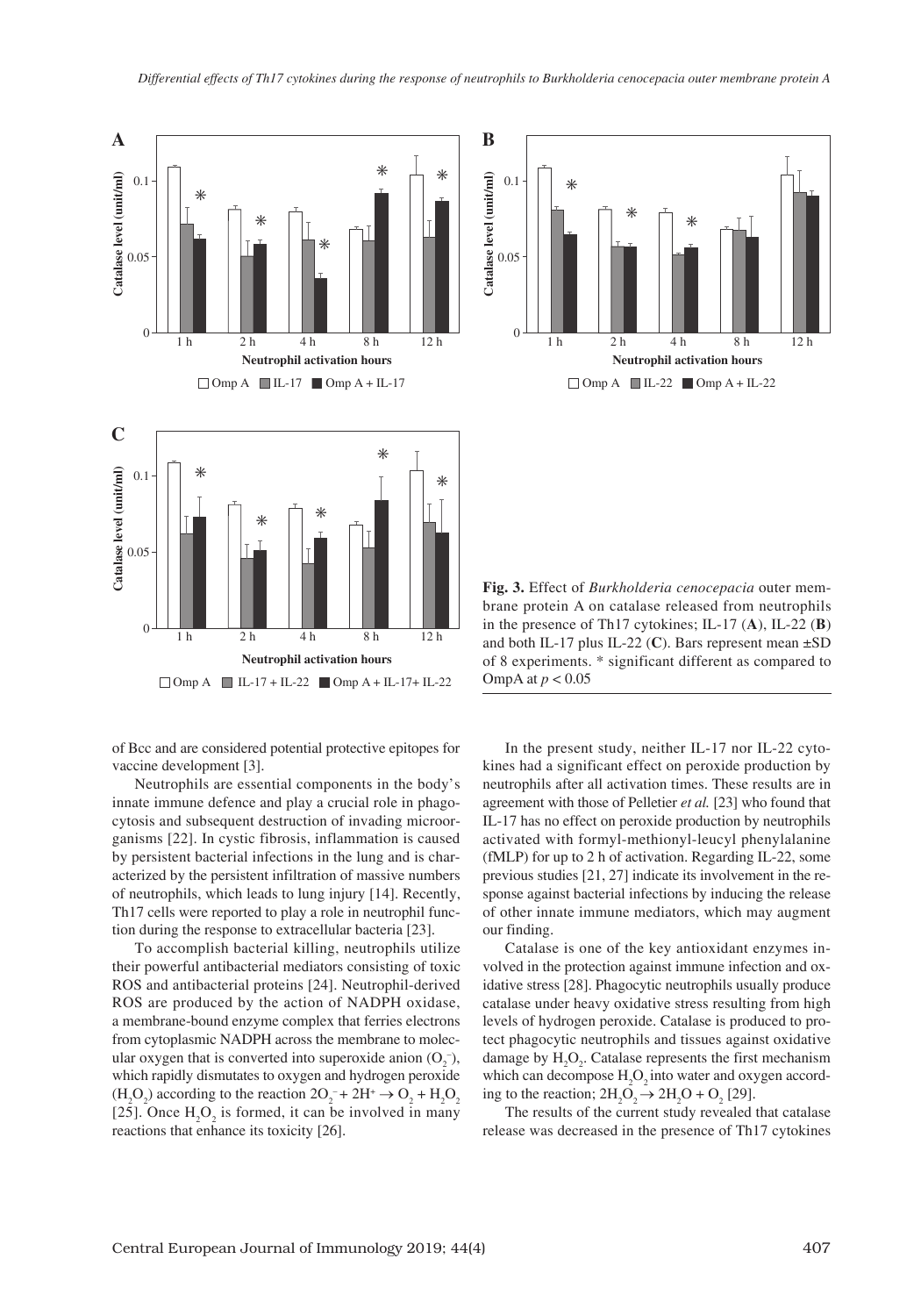**Fig. 3.** Effect of *Burkholderia cenocepacia* outer membrane protein A on catalase released from neutrophils in the presence of Th17 cytokines; IL-17 (**A**), IL-22 (**B**) and both IL-17 plus IL-22 (**C**). Bars represent mean ±SD of 8 experiments. * significant different as compared to OmpA at $p < 0.05$

of Bcc and are considered potential protective epitopes for vaccine development [3].

Neutrophils are essential components in the body's innate immune defence and play a crucial role in phagocytosis and subsequent destruction of invading microorganisms [22]. In cystic fibrosis, inflammation is caused by persistent bacterial infections in the lung and is characterized by the persistent infiltration of massive numbers of neutrophils, which leads to lung injury [14]. Recently, Th17 cells were reported to play a role in neutrophil function during the response to extracellular bacteria [23].

To accomplish bacterial killing, neutrophils utilize their powerful antibacterial mediators consisting of toxic ROS and antibacterial proteins [24]. Neutrophil-derived ROS are produced by the action of NADPH oxidase, a membrane-bound enzyme complex that ferries electrons from cytoplasmic NADPH across the membrane to molecular oxygen that is converted into superoxide anion ($O_2^-$), which rapidly dismutates to oxygen and hydrogen peroxide ($H_2O_2$) according to the reaction $2O_2^- + 2H^+ \rightarrow O_2 + H_2O_2$ [25]. Once $H_2O_2$ is formed, it can be involved in many reactions that enhance its toxicity [26].

In the present study, neither IL-17 nor IL-22 cytokines had a significant effect on peroxide production by neutrophils after all activation times. These results are in agreement with those of Pelletier *et al.* [23] who found that IL-17 has no effect on peroxide production by neutrophils activated with formyl-methionyl-leucyl phenylalanine (fMLP) for up to 2 h of activation. Regarding IL-22, some previous studies [21, 27] indicate its involvement in the response against bacterial infections by inducing the release of other innate immune mediators, which may augment our finding.

Catalase is one of the key antioxidant enzymes involved in the protection against immune infection and oxidative stress [28]. Phagocytic neutrophils usually produce catalase under heavy oxidative stress resulting from high levels of hydrogen peroxide. Catalase is produced to protect phagocytic neutrophils and tissues against oxidative damage by $H_2O_2$. Catalase represents the first mechanism which can decompose $H_2O_2$ into water and oxygen according to the reaction; $2H_2O_2 \rightarrow 2H_2O + O_2$ [29].

The results of the current study revealed that catalase release was decreased in the presence of Th17 cytokines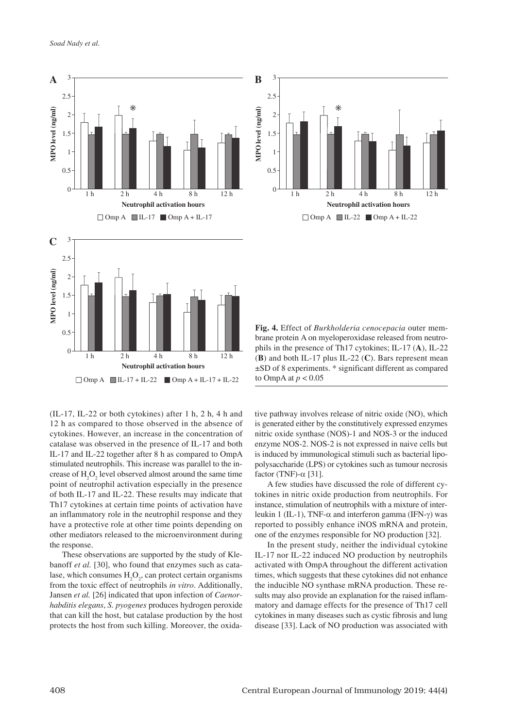**Fig. 4.** Effect of *Burkholderia cenocepacia* outer membrane protein A on myeloperoxidase released from neutrophils in the presence of Th17 cytokines; IL-17 (**A**), IL-22 (**B**) and both IL-17 plus IL-22 (**C**). Bars represent mean ±SD of 8 experiments. * significant different as compared to OmpA at $p < 0.05$

(IL-17, IL-22 or both cytokines) after 1 h, 2 h, 4 h and 12 h as compared to those observed in the absence of cytokines. However, an increase in the concentration of catalase was observed in the presence of IL-17 and both IL-17 and IL-22 together after 8 h as compared to OmpA stimulated neutrophils. This increase was parallel to the increase of $H_2O_2$ level observed almost around the same time point of neutrophil activation especially in the presence of both IL-17 and IL-22. These results may indicate that Th17 cytokines at certain time points of activation have an inflammatory role in the neutrophil response and they have a protective role at other time points depending on other mediators released to the microenvironment during the response.

These observations are supported by the study of Klebanoff *et al.* [30], who found that enzymes such as catalase, which consumes $H_2O_2$, can protect certain organisms from the toxic effect of neutrophils *in vitro*. Additionally, Jansen *et al.* [26] indicated that upon infection of *Caenorhabditis elegans*, *S. pyogenes* produces hydrogen peroxide that can kill the host, but catalase production by the host protects the host from such killing. Moreover, the oxidative pathway involves release of nitric oxide (NO), which is generated either by the constitutively expressed enzymes nitric oxide synthase (NOS)-1 and NOS-3 or the induced enzyme NOS-2. NOS-2 is not expressed in naive cells but is induced by immunological stimuli such as bacterial lipopolysaccharide (LPS) or cytokines such as tumour necrosis factor (TNF)-α [31].

A few studies have discussed the role of different cytokines in nitric oxide production from neutrophils. For instance, stimulation of neutrophils with a mixture of interleukin 1 (IL-1), TNF-α and interferon gamma (IFN-γ) was reported to possibly enhance iNOS mRNA and protein, one of the enzymes responsible for NO production [32].

In the present study, neither the individual cytokine IL-17 nor IL-22 induced NO production by neutrophils activated with OmpA throughout the different activation times, which suggests that these cytokines did not enhance the inducible NO synthase mRNA production. These results may also provide an explanation for the raised inflammatory and damage effects for the presence of Th17 cell cytokines in many diseases such as cystic fibrosis and lung disease [33]. Lack of NO production was associated with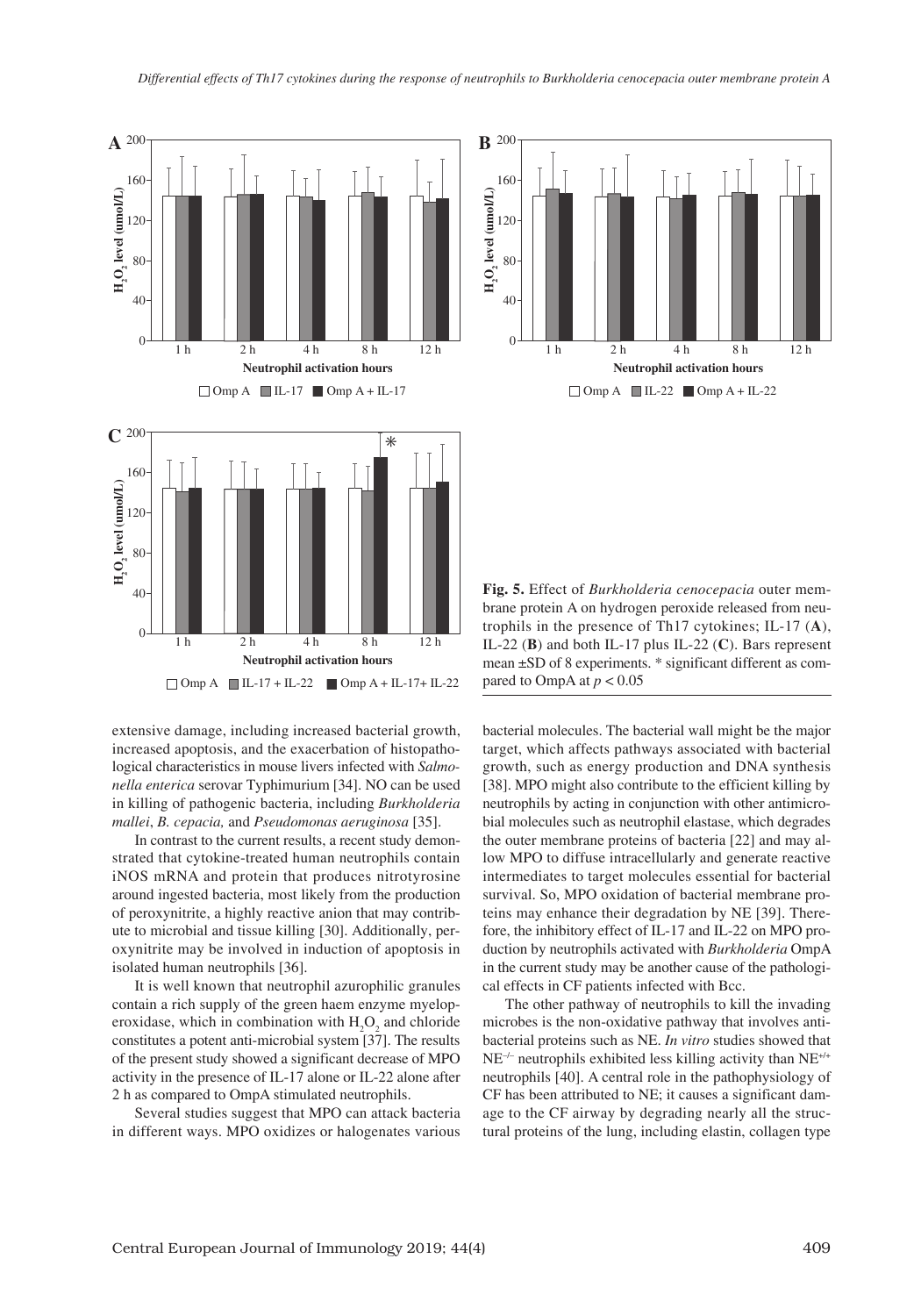**Fig. 5.** Effect of *Burkholderia cenocepacia* outer membrane protein A on hydrogen peroxide released from neutrophils in the presence of Th17 cytokines; IL-17 (**A**), IL-22 (**B**) and both IL-17 plus IL-22 (**C**). Bars represent mean ±SD of 8 experiments. * significant different as compared to OmpA at $p < 0.05$

extensive damage, including increased bacterial growth, increased apoptosis, and the exacerbation of histopathological characteristics in mouse livers infected with *Salmonella enterica* serovar Typhimurium [34]. NO can be used in killing of pathogenic bacteria, including *Burkholderia mallei*, *B. cepacia,* and *Pseudomonas aeruginosa* [35].

In contrast to the current results, a recent study demonstrated that cytokine-treated human neutrophils contain iNOS mRNA and protein that produces nitrotyrosine around ingested bacteria, most likely from the production of peroxynitrite, a highly reactive anion that may contribute to microbial and tissue killing [30]. Additionally, peroxynitrite may be involved in induction of apoptosis in isolated human neutrophils [36].

It is well known that neutrophil azurophilic granules contain a rich supply of the green haem enzyme myeloperoxidase, which in combination with $H_2O_2$ and chloride constitutes a potent anti-microbial system [37]. The results of the present study showed a significant decrease of MPO activity in the presence of IL-17 alone or IL-22 alone after 2 h as compared to OmpA stimulated neutrophils.

Several studies suggest that MPO can attack bacteria in different ways. MPO oxidizes or halogenates various bacterial molecules. The bacterial wall might be the major target, which affects pathways associated with bacterial growth, such as energy production and DNA synthesis [38]. MPO might also contribute to the efficient killing by neutrophils by acting in conjunction with other antimicrobial molecules such as neutrophil elastase, which degrades the outer membrane proteins of bacteria [22] and may allow MPO to diffuse intracellularly and generate reactive intermediates to target molecules essential for bacterial survival. So, MPO oxidation of bacterial membrane proteins may enhance their degradation by NE [39]. Therefore, the inhibitory effect of IL-17 and IL-22 on MPO production by neutrophils activated with *Burkholderia* OmpA in the current study may be another cause of the pathological effects in CF patients infected with Bcc.

The other pathway of neutrophils to kill the invading microbes is the non-oxidative pathway that involves antibacterial proteins such as NE. *In vitro* studies showed that $NE^{-/-}$ neutrophils exhibited less killing activity than $NE^{+/+}$ neutrophils [40]. A central role in the pathophysiology of CF has been attributed to NE; it causes a significant damage to the CF airway by degrading nearly all the structural proteins of the lung, including elastin, collagen type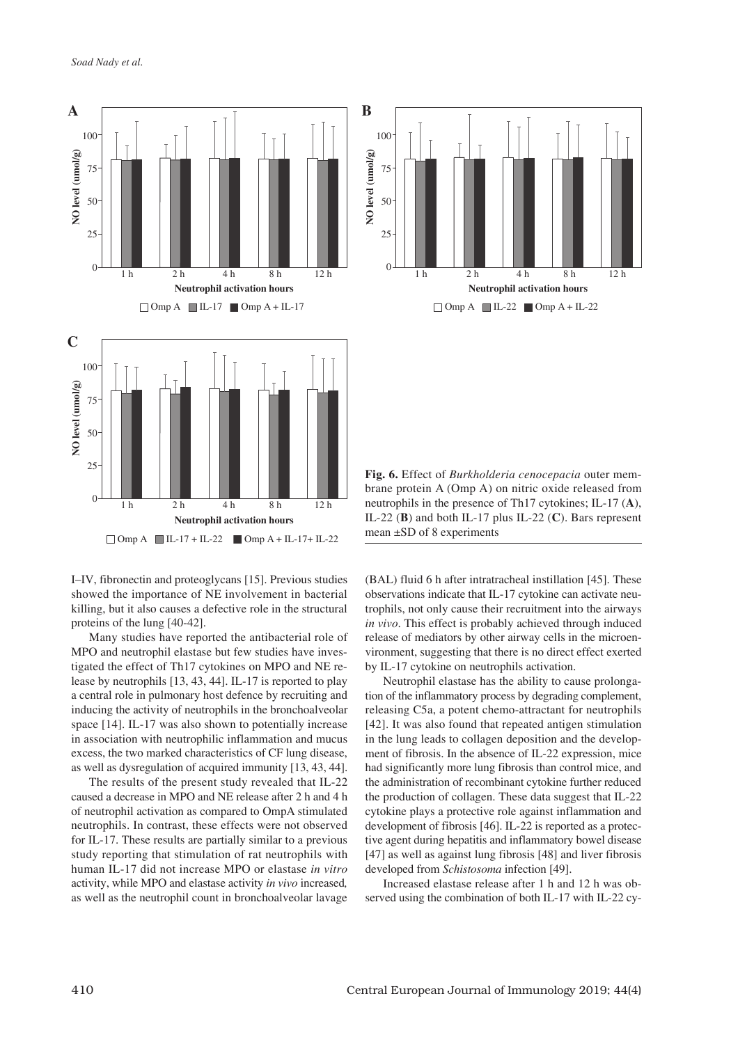**Fig. 6.** Effect of *Burkholderia cenocepacia* outer membrane protein A (Omp A) on nitric oxide released from neutrophils in the presence of Th17 cytokines; IL-17 (**A**), IL-22 (**B**) and both IL-17 plus IL-22 (**C**). Bars represent mean ±SD of 8 experiments

I–IV, fibronectin and proteoglycans [15]. Previous studies showed the importance of NE involvement in bacterial killing, but it also causes a defective role in the structural proteins of the lung [40-42].

Many studies have reported the antibacterial role of MPO and neutrophil elastase but few studies have investigated the effect of Th17 cytokines on MPO and NE release by neutrophils [13, 43, 44]. IL-17 is reported to play a central role in pulmonary host defence by recruiting and inducing the activity of neutrophils in the bronchoalveolar space [14]. IL-17 was also shown to potentially increase in association with neutrophilic inflammation and mucus excess, the two marked characteristics of CF lung disease, as well as dysregulation of acquired immunity [13, 43, 44].

The results of the present study revealed that IL-22 caused a decrease in MPO and NE release after 2 h and 4 h of neutrophil activation as compared to OmpA stimulated neutrophils. In contrast, these effects were not observed for IL-17. These results are partially similar to a previous study reporting that stimulation of rat neutrophils with human IL-17 did not increase MPO or elastase *in vitro* activity, while MPO and elastase activity *in vivo* increased, as well as the neutrophil count in bronchoalveolar lavage (BAL) fluid 6 h after intratracheal instillation [45]. These observations indicate that IL-17 cytokine can activate neutrophils, not only cause their recruitment into the airways *in vivo*. This effect is probably achieved through induced release of mediators by other airway cells in the microenvironment, suggesting that there is no direct effect exerted by IL-17 cytokine on neutrophils activation.

Neutrophil elastase has the ability to cause prolongation of the inflammatory process by degrading complement, releasing C5a, a potent chemo-attractant for neutrophils [42]. It was also found that repeated antigen stimulation in the lung leads to collagen deposition and the development of fibrosis. In the absence of IL-22 expression, mice had significantly more lung fibrosis than control mice, and the administration of recombinant cytokine further reduced the production of collagen. These data suggest that IL-22 cytokine plays a protective role against inflammation and development of fibrosis [46]. IL-22 is reported as a protective agent during hepatitis and inflammatory bowel disease [47] as well as against lung fibrosis [48] and liver fibrosis developed from *Schistosoma* infection [49].

Increased elastase release after 1 h and 12 h was observed using the combination of both IL-17 with IL-22 cy-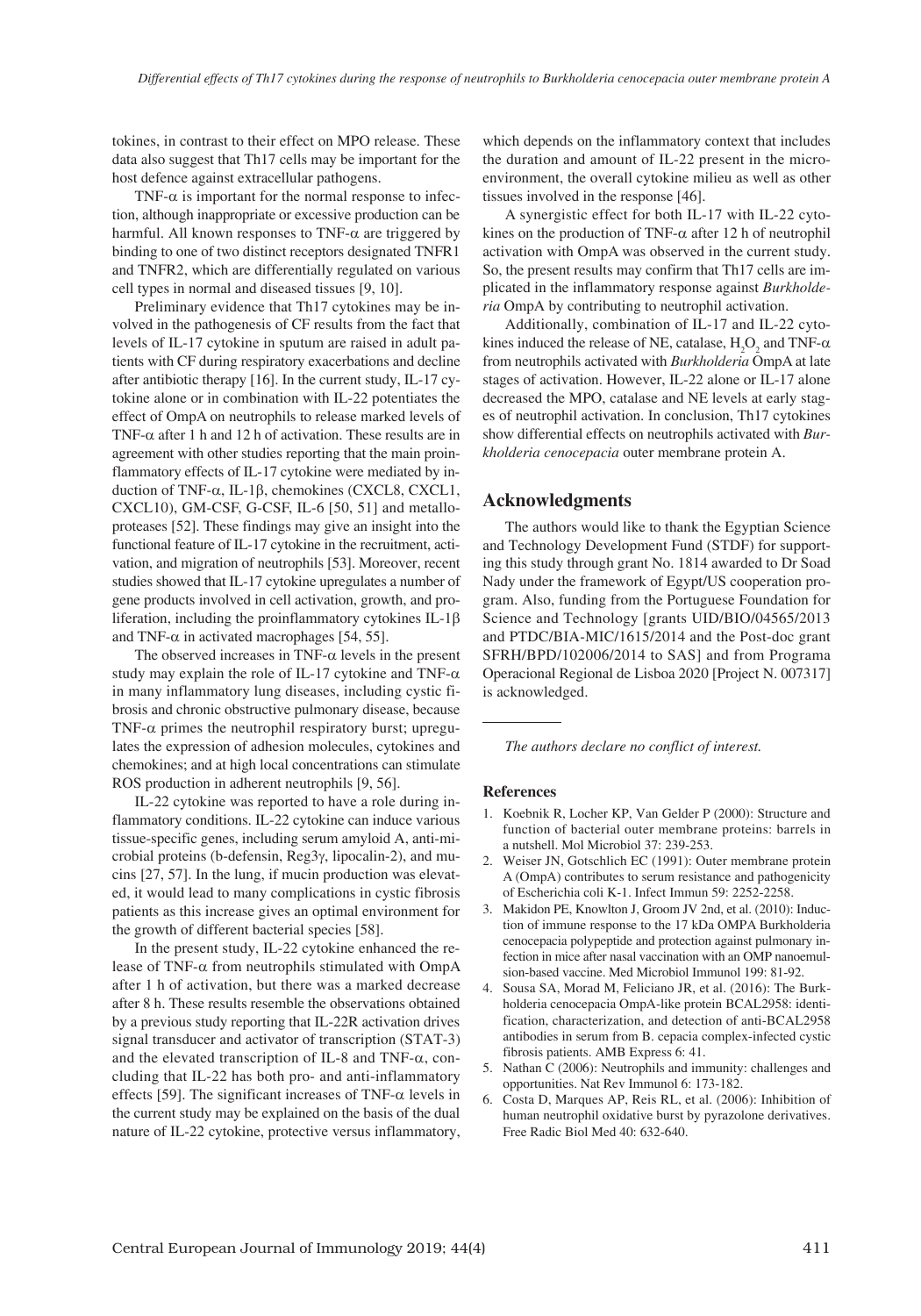tokines, in contrast to their effect on MPO release. These data also suggest that Th17 cells may be important for the host defence against extracellular pathogens.

TNF-α is important for the normal response to infection, although inappropriate or excessive production can be harmful. All known responses to TNF-α are triggered by binding to one of two distinct receptors designated TNFR1 and TNFR2, which are differentially regulated on various cell types in normal and diseased tissues [9, 10].

Preliminary evidence that Th17 cytokines may be involved in the pathogenesis of CF results from the fact that levels of IL-17 cytokine in sputum are raised in adult patients with CF during respiratory exacerbations and decline after antibiotic therapy [16]. In the current study, IL-17 cytokine alone or in combination with IL-22 potentiates the effect of OmpA on neutrophils to release marked levels of TNF-α after 1 h and 12 h of activation. These results are in agreement with other studies reporting that the main proinflammatory effects of IL-17 cytokine were mediated by induction of TNF-α, IL-1β, chemokines (CXCL8, CXCL1, CXCL10), GM-CSF, G-CSF, IL-6 [50, 51] and metalloproteases [52]. These findings may give an insight into the functional feature of IL-17 cytokine in the recruitment, activation, and migration of neutrophils [53]. Moreover, recent studies showed that IL-17 cytokine upregulates a number of gene products involved in cell activation, growth, and proliferation, including the proinflammatory cytokines IL-1β and TNF-α in activated macrophages [54, 55].

The observed increases in TNF-α levels in the present study may explain the role of IL-17 cytokine and TNF-α in many inflammatory lung diseases, including cystic fibrosis and chronic obstructive pulmonary disease, because TNF-α primes the neutrophil respiratory burst; upregulates the expression of adhesion molecules, cytokines and chemokines; and at high local concentrations can stimulate ROS production in adherent neutrophils [9, 56].

IL-22 cytokine was reported to have a role during inflammatory conditions. IL-22 cytokine can induce various tissue-specific genes, including serum amyloid A, anti-microbial proteins (b-defensin, Reg3γ, lipocalin-2), and mucins [27, 57]. In the lung, if mucin production was elevated, it would lead to many complications in cystic fibrosis patients as this increase gives an optimal environment for the growth of different bacterial species [58].

In the present study, IL-22 cytokine enhanced the release of TNF-α from neutrophils stimulated with OmpA after 1 h of activation, but there was a marked decrease after 8 h. These results resemble the observations obtained by a previous study reporting that IL-22R activation drives signal transducer and activator of transcription (STAT-3) and the elevated transcription of IL-8 and TNF-α, concluding that IL-22 has both pro- and anti-inflammatory effects [59]. The significant increases of TNF-α levels in the current study may be explained on the basis of the dual nature of IL-22 cytokine, protective versus inflammatory, which depends on the inflammatory context that includes the duration and amount of IL-22 present in the microenvironment, the overall cytokine milieu as well as other tissues involved in the response [46].

A synergistic effect for both IL-17 with IL-22 cytokines on the production of TNF-α after 12 h of neutrophil activation with OmpA was observed in the current study. So, the present results may confirm that Th17 cells are implicated in the inflammatory response against *Burkholderia* OmpA by contributing to neutrophil activation.

Additionally, combination of IL-17 and IL-22 cytokines induced the release of NE, catalase, $H_2O_2$ and TNF-α from neutrophils activated with *Burkholderia* OmpA at late stages of activation. However, IL-22 alone or IL-17 alone decreased the MPO, catalase and NE levels at early stages of neutrophil activation. In conclusion, Th17 cytokines show differential effects on neutrophils activated with *Burkholderia cenocepacia* outer membrane protein A.

## Acknowledgments

The authors would like to thank the Egyptian Science and Technology Development Fund (STDF) for supporting this study through grant No. 1814 awarded to Dr Soad Nady under the framework of Egypt/US cooperation program. Also, funding from the Portuguese Foundation for Science and Technology [grants UID/BIO/04565/2013 and PTDC/BIA-MIC/1615/2014 and the Post-doc grant SFRH/BPD/102006/2014 to SAS] and from Programa Operacional Regional de Lisboa 2020 [Project N. 007317] is acknowledged.

*The authors declare no conflict of interest.*

### References

1. Koebnik R, Locher KP, Van Gelder P (2000): Structure and function of bacterial outer membrane proteins: barrels in a nutshell. Mol Microbiol 37: 239-253.
2. Weiser JN, Gotschlich EC (1991): Outer membrane protein A (OmpA) contributes to serum resistance and pathogenicity of Escherichia coli K-1. Infect Immun 59: 2252-2258.
3. Makidon PE, Knowlton J, Groom JV 2nd, et al. (2010): Induction of immune response to the 17 kDa OMPA Burkholderia cenocepacia polypeptide and protection against pulmonary infection in mice after nasal vaccination with an OMP nanoemulsion-based vaccine. Med Microbiol Immunol 199: 81-92.
4. Sousa SA, Morad M, Feliciano JR, et al. (2016): The Burkholderia cenocepacia OmpA-like protein BCAL2958: identification, characterization, and detection of anti-BCAL2958 antibodies in serum from B. cepacia complex-infected cystic fibrosis patients. AMB Express 6: 41.
5. Nathan C (2006): Neutrophils and immunity: challenges and opportunities. Nat Rev Immunol 6: 173-182.
6. Costa D, Marques AP, Reis RL, et al. (2006): Inhibition of human neutrophil oxidative burst by pyrazolone derivatives. Free Radic Biol Med 40: 632-640.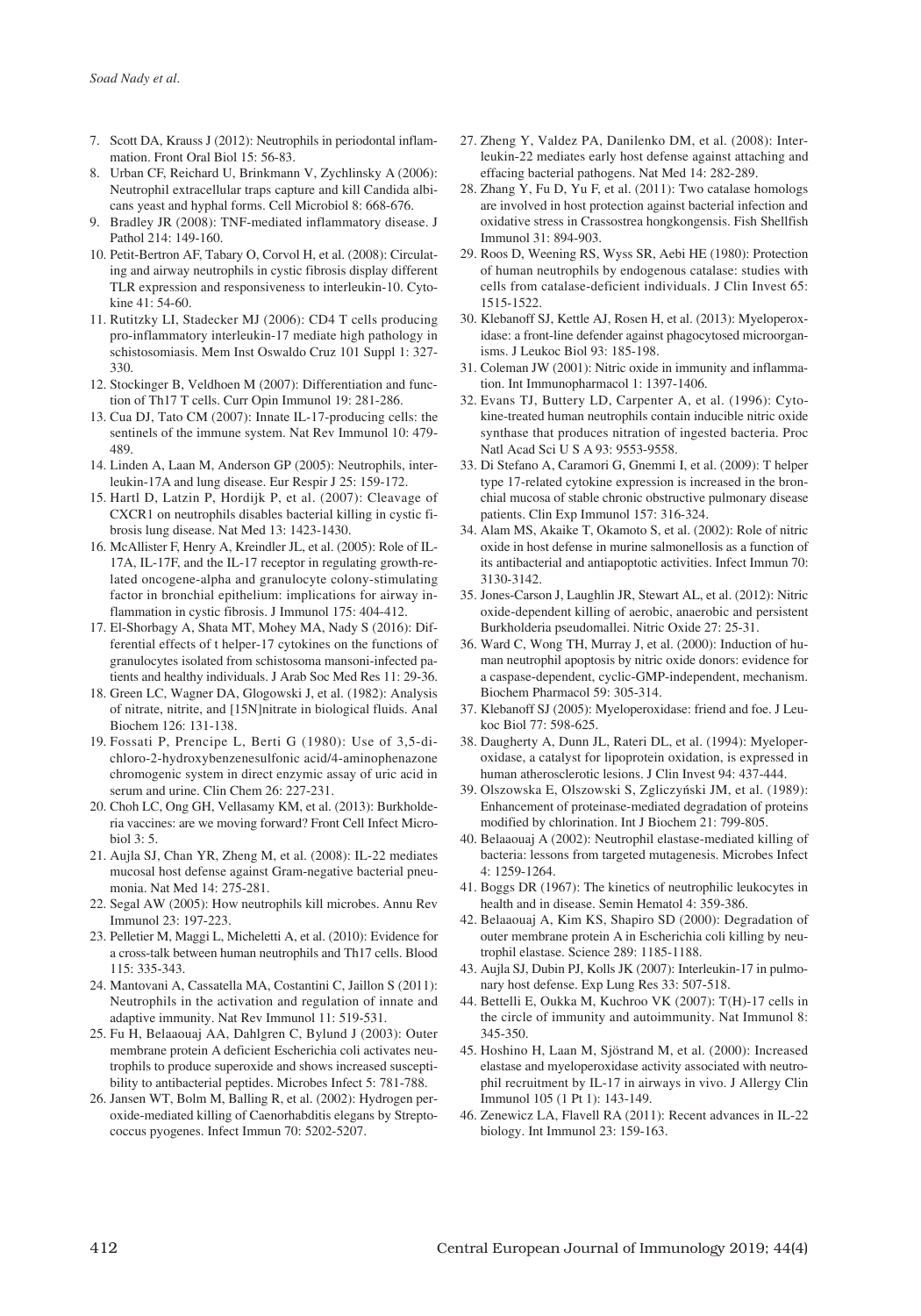7. Scott DA, Krauss J (2012): Neutrophils in periodontal inflammation. Front Oral Biol 15: 56-83.
8. Urban CF, Reichard U, Brinkmann V, Zychlinsky A (2006): Neutrophil extracellular traps capture and kill Candida albicans yeast and hyphal forms. Cell Microbiol 8: 668-676.
9. Bradley JR (2008): TNF-mediated inflammatory disease. J Pathol 214: 149-160.
10. Petit-Bertron AF, Tabary O, Corvol H, et al. (2008): Circulating and airway neutrophils in cystic fibrosis display different TLR expression and responsiveness to interleukin-10. Cytokine 41: 54-60.
11. Rutitzky LI, Stadecker MJ (2006): CD4 T cells producing pro-inflammatory interleukin-17 mediate high pathology in schistosomiasis. Mem Inst Oswaldo Cruz 101 Suppl 1: 327-330.
12. Stockinger B, Veldhoen M (2007): Differentiation and function of Th17 T cells. Curr Opin Immunol 19: 281-286.
13. Cua DJ, Tato CM (2007): Innate IL-17-producing cells: the sentinels of the immune system. Nat Rev Immunol 10: 479-489.
14. Linden A, Laan M, Anderson GP (2005): Neutrophils, interleukin-17A and lung disease. Eur Respir J 25: 159-172.
15. Hartl D, Latzin P, Hordijk P, et al. (2007): Cleavage of CXCR1 on neutrophils disables bacterial killing in cystic fibrosis lung disease. Nat Med 13: 1423-1430.
16. McAllister F, Henry A, Kreindler JL, et al. (2005): Role of IL-17A, IL-17F, and the IL-17 receptor in regulating growth-related oncogene-alpha and granulocyte colony-stimulating factor in bronchial epithelium: implications for airway inflammation in cystic fibrosis. J Immunol 175: 404-412.
17. El-Shorbagy A, Shata MT, Mohey MA, Nady S (2016): Differential effects of t helper-17 cytokines on the functions of granulocytes isolated from schistosoma mansoni-infected patients and healthy individuals. J Arab Soc Med Res 11: 29-36.
18. Green LC, Wagner DA, Glogowski J, et al. (1982): Analysis of nitrate, nitrite, and [15N]nitrate in biological fluids. Anal Biochem 126: 131-138.
19. Fossati P, Prencipe L, Berti G (1980): Use of 3,5-dichloro-2-hydroxybenzenesulfonic acid/4-aminophenazone chromogenic system in direct enzymic assay of uric acid in serum and urine. Clin Chem 26: 227-231.
20. Choh LC, Ong GH, Vellasamy KM, et al. (2013): Burkholderia vaccines: are we moving forward? Front Cell Infect Microbiol 3: 5.
21. Aujla SJ, Chan YR, Zheng M, et al. (2008): IL-22 mediates mucosal host defense against Gram-negative bacterial pneumonia. Nat Med 14: 275-281.
22. Segal AW (2005): How neutrophils kill microbes. Annu Rev Immunol 23: 197-223.
23. Pelletier M, Maggi L, Micheletti A, et al. (2010): Evidence for a cross-talk between human neutrophils and Th17 cells. Blood 115: 335-343.
24. Mantovani A, Cassatella MA, Costantini C, Jaillon S (2011): Neutrophils in the activation and regulation of innate and adaptive immunity. Nat Rev Immunol 11: 519-531.
25. Fu H, Belaaouaj AA, Dahlgren C, Bylund J (2003): Outer membrane protein A deficient Escherichia coli activates neutrophils to produce superoxide and shows increased susceptibility to antibacterial peptides. Microbes Infect 5: 781-788.
26. Jansen WT, Bolm M, Balling R, et al. (2002): Hydrogen peroxide-mediated killing of Caenorhabditis elegans by Streptococcus pyogenes. Infect Immun 70: 5202-5207.
27. Zheng Y, Valdez PA, Danilenko DM, et al. (2008): Interleukin-22 mediates early host defense against attaching and effacing bacterial pathogens. Nat Med 14: 282-289.
28. Zhang Y, Fu D, Yu F, et al. (2011): Two catalase homologs are involved in host protection against bacterial infection and oxidative stress in Crassostrea hongkongensis. Fish Shellfish Immunol 31: 894-903.
29. Roos D, Weening RS, Wyss SR, Aebi HE (1980): Protection of human neutrophils by endogenous catalase: studies with cells from catalase-deficient individuals. J Clin Invest 65: 1515-1522.
30. Klebanoff SJ, Kettle AJ, Rosen H, et al. (2013): Myeloperoxidase: a front-line defender against phagocytosed microorganisms. J Leukoc Biol 93: 185-198.
31. Coleman JW (2001): Nitric oxide in immunity and inflammation. Int Immunopharmacol 1: 1397-1406.
32. Evans TJ, Buttery LD, Carpenter A, et al. (1996): Cytokine-treated human neutrophils contain inducible nitric oxide synthase that produces nitration of ingested bacteria. Proc Natl Acad Sci U S A 93: 9553-9558.
33. Di Stefano A, Caramori G, Gnemmi I, et al. (2009): T helper type 17-related cytokine expression is increased in the bronchial mucosa of stable chronic obstructive pulmonary disease patients. Clin Exp Immunol 157: 316-324.
34. Alam MS, Akaike T, Okamoto S, et al. (2002): Role of nitric oxide in host defense in murine salmonellosis as a function of its antibacterial and antiapoptotic activities. Infect Immun 70: 3130-3142.
35. Jones-Carson J, Laughlin JR, Stewart AL, et al. (2012): Nitric oxide-dependent killing of aerobic, anaerobic and persistent Burkholderia pseudomallei. Nitric Oxide 27: 25-31.
36. Ward C, Wong TH, Murray J, et al. (2000): Induction of human neutrophil apoptosis by nitric oxide donors: evidence for a caspase-dependent, cyclic-GMP-independent, mechanism. Biochem Pharmacol 59: 305-314.
37. Klebanoff SJ (2005): Myeloperoxidase: friend and foe. J Leukoc Biol 77: 598-625.
38. Daugherty A, Dunn JL, Rateri DL, et al. (1994): Myeloperoxidase, a catalyst for lipoprotein oxidation, is expressed in human atherosclerotic lesions. J Clin Invest 94: 437-444.
39. Olszowska E, Olszowski S, Zgliczyński JM, et al. (1989): Enhancement of proteinase-mediated degradation of proteins modified by chlorination. Int J Biochem 21: 799-805.
40. Belaaouaj A (2002): Neutrophil elastase-mediated killing of bacteria: lessons from targeted mutagenesis. Microbes Infect 4: 1259-1264.
41. Boggs DR (1967): The kinetics of neutrophilic leukocytes in health and in disease. Semin Hematol 4: 359-386.
42. Belaaouaj A, Kim KS, Shapiro SD (2000): Degradation of outer membrane protein A in Escherichia coli killing by neutrophil elastase. Science 289: 1185-1188.
43. Aujla SJ, Dubin PJ, Kolls JK (2007): Interleukin-17 in pulmonary host defense. Exp Lung Res 33: 507-518.
44. Bettelli E, Oukka M, Kuchroo VK (2007): T(H)-17 cells in the circle of immunity and autoimmunity. Nat Immunol 8: 345-350.
45. Hoshino H, Laan M, Sjöstrand M, et al. (2000): Increased elastase and myeloperoxidase activity associated with neutrophil recruitment by IL-17 in airways in vivo. J Allergy Clin Immunol 105 (1 Pt 1): 143-149.
46. Zenewicz LA, Flavell RA (2011): Recent advances in IL-22 biology. Int Immunol 23: 159-163.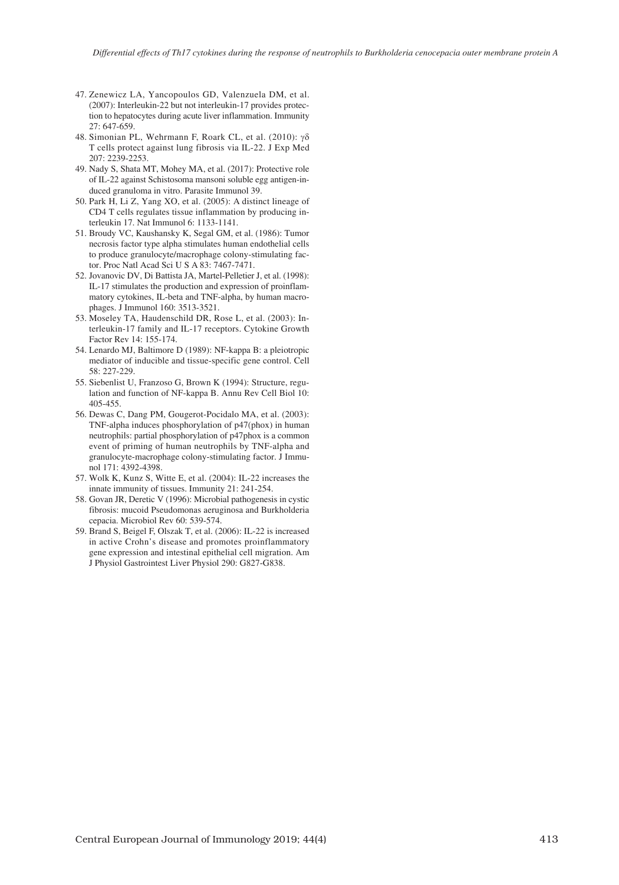47. Zenewicz LA, Yancopoulos GD, Valenzuela DM, et al. (2007): Interleukin-22 but not interleukin-17 provides protection to hepatocytes during acute liver inflammation. Immunity 27: 647-659.
48. Simonian PL, Wehrmann F, Roark CL, et al. (2010): γδ T cells protect against lung fibrosis via IL-22. J Exp Med 207: 2239-2253.
49. Nady S, Shata MT, Mohey MA, et al. (2017): Protective role of IL-22 against Schistosoma mansoni soluble egg antigen-induced granuloma in vitro. Parasite Immunol 39.
50. Park H, Li Z, Yang XO, et al. (2005): A distinct lineage of CD4 T cells regulates tissue inflammation by producing interleukin 17. Nat Immunol 6: 1133-1141.
51. Broudy VC, Kaushansky K, Segal GM, et al. (1986): Tumor necrosis factor type alpha stimulates human endothelial cells to produce granulocyte/macrophage colony-stimulating factor. Proc Natl Acad Sci U S A 83: 7467-7471.
52. Jovanovic DV, Di Battista JA, Martel-Pelletier J, et al. (1998): IL-17 stimulates the production and expression of proinflammatory cytokines, IL-beta and TNF-alpha, by human macrophages. J Immunol 160: 3513-3521.
53. Moseley TA, Haudenschild DR, Rose L, et al. (2003): Interleukin-17 family and IL-17 receptors. Cytokine Growth Factor Rev 14: 155-174.
54. Lenardo MJ, Baltimore D (1989): NF-kappa B: a pleiotropic mediator of inducible and tissue-specific gene control. Cell 58: 227-229.
55. Siebenlist U, Franzoso G, Brown K (1994): Structure, regulation and function of NF-kappa B. Annu Rev Cell Biol 10: 405-455.
56. Dewas C, Dang PM, Gougerot-Pocidalo MA, et al. (2003): TNF-alpha induces phosphorylation of p47(phox) in human neutrophils: partial phosphorylation of p47phox is a common event of priming of human neutrophils by TNF-alpha and granulocyte-macrophage colony-stimulating factor. J Immunol 171: 4392-4398.
57. Wolk K, Kunz S, Witte E, et al. (2004): IL-22 increases the innate immunity of tissues. Immunity 21: 241-254.
58. Govan JR, Deretic V (1996): Microbial pathogenesis in cystic fibrosis: mucoid Pseudomonas aeruginosa and Burkholderia cepacia. Microbiol Rev 60: 539-574.
59. Brand S, Beigel F, Olszak T, et al. (2006): IL-22 is increased in active Crohn's disease and promotes proinflammatory gene expression and intestinal epithelial cell migration. Am J Physiol Gastrointest Liver Physiol 290: G827-G838.